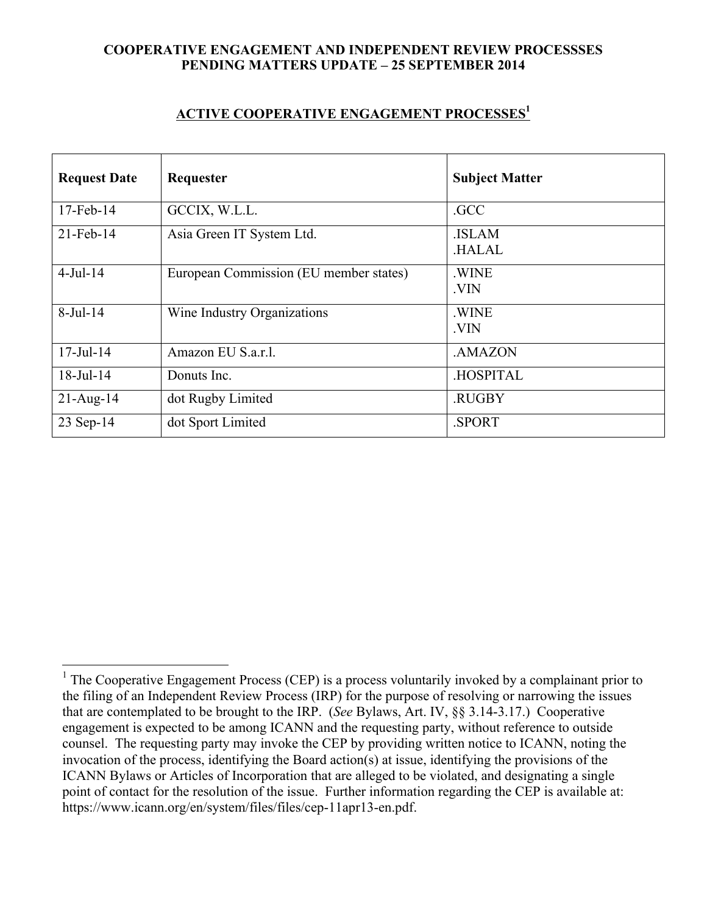**COOPERATIVE ENGAGEMENT AND INDEPENDENT REVIEW PROCESSSES**
**PENDING MATTERS UPDATE – 25 SEPTEMBER 2014**

## ACTIVE COOPERATIVE ENGAGEMENT PROCESSES[1]

| Request Date | Requester | Subject Matter |
|---|---|---|
| 17-Feb-14 | GCCIX, W.L.L. | .GCC |
| 21-Feb-14 | Asia Green IT System Ltd. | .ISLAM<br>.HALAL |
| 4-Jul-14 | European Commission (EU member states) | .WINE<br>.VIN |
| 8-Jul-14 | Wine Industry Organizations | .WINE<br>.VIN |
| 17-Jul-14 | Amazon EU S.a.r.l. | .AMAZON |
| 18-Jul-14 | Donuts Inc. | .HOSPITAL |
| 21-Aug-14 | dot Rugby Limited | .RUGBY |
| 23 Sep-14 | dot Sport Limited | .SPORT |

[1] The Cooperative Engagement Process (CEP) is a process voluntarily invoked by a complainant prior to the filing of an Independent Review Process (IRP) for the purpose of resolving or narrowing the issues that are contemplated to be brought to the IRP. (*See* Bylaws, Art. IV, §§ 3.14-3.17.) Cooperative engagement is expected to be among ICANN and the requesting party, without reference to outside counsel. The requesting party may invoke the CEP by providing written notice to ICANN, noting the invocation of the process, identifying the Board action(s) at issue, identifying the provisions of the ICANN Bylaws or Articles of Incorporation that are alleged to be violated, and designating a single point of contact for the resolution of the issue. Further information regarding the CEP is available at: https://www.icann.org/en/system/files/files/cep-11apr13-en.pdf.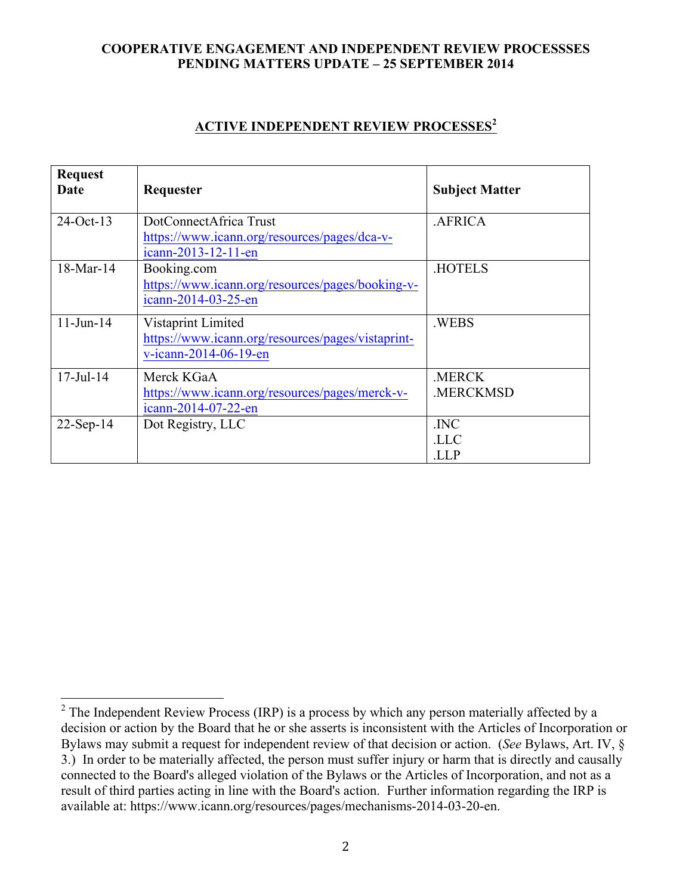**COOPERATIVE ENGAGEMENT AND INDEPENDENT REVIEW PROCESSSES PENDING MATTERS UPDATE – 25 SEPTEMBER 2014**

## ACTIVE INDEPENDENT REVIEW PROCESSES[2]

| Request Date | Requester | Subject Matter |
|---|---|---|
| 24-Oct-13 | DotConnectAfrica Trust https://www.icann.org/resources/pages/dca-v-icann-2013-12-11-en | .AFRICA |
| 18-Mar-14 | Booking.com https://www.icann.org/resources/pages/booking-v-icann-2014-03-25-en | .HOTELS |
| 11-Jun-14 | Vistaprint Limited https://www.icann.org/resources/pages/vistaprint-v-icann-2014-06-19-en | .WEBS |
| 17-Jul-14 | Merck KGaA https://www.icann.org/resources/pages/merck-v-icann-2014-07-22-en | .MERCK .MERCKMSD |
| 22-Sep-14 | Dot Registry, LLC | .INC .LLC .LLP |

[2] The Independent Review Process (IRP) is a process by which any person materially affected by a decision or action by the Board that he or she asserts is inconsistent with the Articles of Incorporation or Bylaws may submit a request for independent review of that decision or action. (*See* Bylaws, Art. IV, § 3.) In order to be materially affected, the person must suffer injury or harm that is directly and causally connected to the Board's alleged violation of the Bylaws or the Articles of Incorporation, and not as a result of third parties acting in line with the Board's action. Further information regarding the IRP is available at: https://www.icann.org/resources/pages/mechanisms-2014-03-20-en.